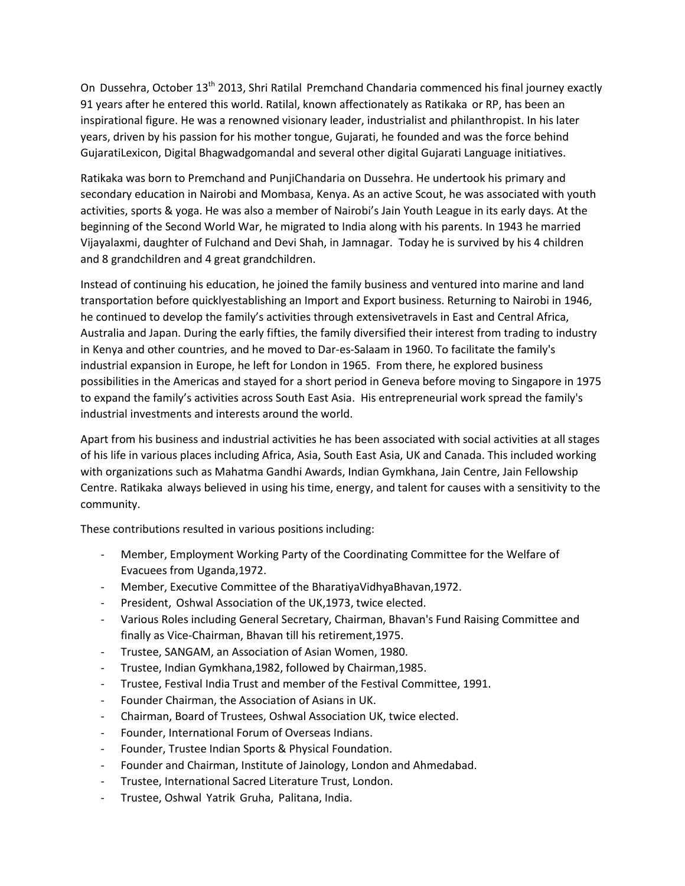On Dussehra, October 13th 2013, Shri Ratilal Premchand Chandaria commenced his final journey exactly 91 years after he entered this world. Ratilal, known affectionately as Ratikaka or RP, has been an inspirational figure. He was a renowned visionary leader, industrialist and philanthropist. In his later years, driven by his passion for his mother tongue, Gujarati, he founded and was the force behind GujaratiLexicon, Digital Bhagwadgomandal and several other digital Gujarati Language initiatives.

Ratikaka was born to Premchand and PunjiChandaria on Dussehra. He undertook his primary and secondary education in Nairobi and Mombasa, Kenya. As an active Scout, he was associated with youth activities, sports & yoga. He was also a member of Nairobi's Jain Youth League in its early days. At the beginning of the Second World War, he migrated to India along with his parents. In 1943 he married Vijayalaxmi, daughter of Fulchand and Devi Shah, in Jamnagar. Today he is survived by his 4 children and 8 grandchildren and 4 great grandchildren.

Instead of continuing his education, he joined the family business and ventured into marine and land transportation before quicklyestablishing an Import and Export business. Returning to Nairobi in 1946, he continued to develop the family's activities through extensivetravels in East and Central Africa, Australia and Japan. During the early fifties, the family diversified their interest from trading to industry in Kenya and other countries, and he moved to Dar-es-Salaam in 1960. To facilitate the family's industrial expansion in Europe, he left for London in 1965. From there, he explored business possibilities in the Americas and stayed for a short period in Geneva before moving to Singapore in 1975 to expand the family's activities across South East Asia. His entrepreneurial work spread the family's industrial investments and interests around the world.

Apart from his business and industrial activities he has been associated with social activities at all stages of his life in various places including Africa, Asia, South East Asia, UK and Canada. This included working with organizations such as Mahatma Gandhi Awards, Indian Gymkhana, Jain Centre, Jain Fellowship Centre. Ratikaka always believed in using his time, energy, and talent for causes with a sensitivity to the community.

These contributions resulted in various positions including:

- Member, Employment Working Party of the Coordinating Committee for the Welfare of Evacuees from Uganda,1972.
- Member, Executive Committee of the BharatiyaVidhyaBhavan,1972.
- President, Oshwal Association of the UK,1973, twice elected.
- Various Roles including General Secretary, Chairman, Bhavan's Fund Raising Committee and finally as Vice-Chairman, Bhavan till his retirement,1975.
- Trustee, SANGAM, an Association of Asian Women, 1980.
- Trustee, Indian Gymkhana,1982, followed by Chairman,1985.
- Trustee, Festival India Trust and member of the Festival Committee, 1991.
- Founder Chairman, the Association of Asians in UK.
- Chairman, Board of Trustees, Oshwal Association UK, twice elected.
- Founder, International Forum of Overseas Indians.
- Founder, Trustee Indian Sports & Physical Foundation.
- Founder and Chairman, Institute of Jainology, London and Ahmedabad.
- Trustee, International Sacred Literature Trust, London.
- Trustee, Oshwal Yatrik Gruha, Palitana, India.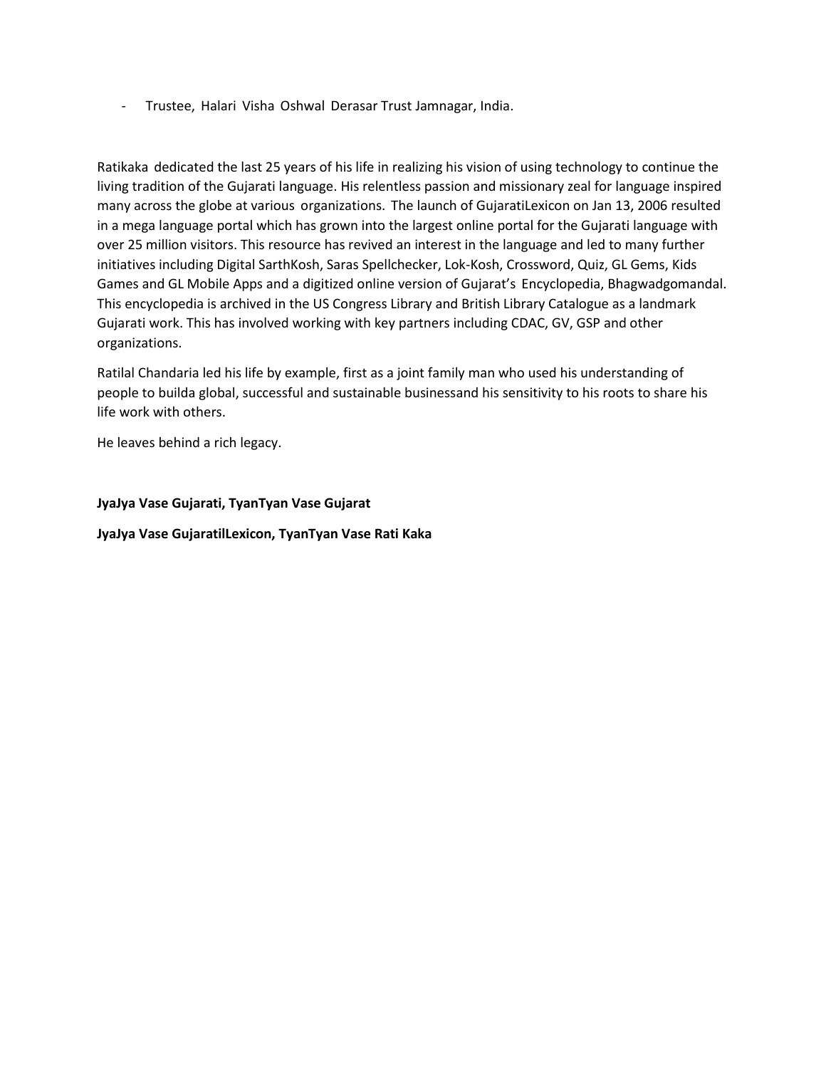- Trustee, Halari Visha Oshwal Derasar Trust Jamnagar, India.

Ratikaka dedicated the last 25 years of his life in realizing his vision of using technology to continue the living tradition of the Gujarati language. His relentless passion and missionary zeal for language inspired many across the globe at various organizations. The launch of GujaratiLexicon on Jan 13, 2006 resulted in a mega language portal which has grown into the largest online portal for the Gujarati language with over 25 million visitors. This resource has revived an interest in the language and led to many further initiatives including Digital SarthKosh, Saras Spellchecker, Lok-Kosh, Crossword, Quiz, GL Gems, Kids Games and GL Mobile Apps and a digitized online version of Gujarat's Encyclopedia, Bhagwadgomandal. This encyclopedia is archived in the US Congress Library and British Library Catalogue as a landmark Gujarati work. This has involved working with key partners including CDAC, GV, GSP and other organizations.

Ratilal Chandaria led his life by example, first as a joint family man who used his understanding of people to builda global, successful and sustainable businessand his sensitivity to his roots to share his life work with others.

He leaves behind a rich legacy.

**JyaJya Vase Gujarati, TyanTyan Vase Gujarat**

**JyaJya Vase GujaratilLexicon, TyanTyan Vase Rati Kaka**